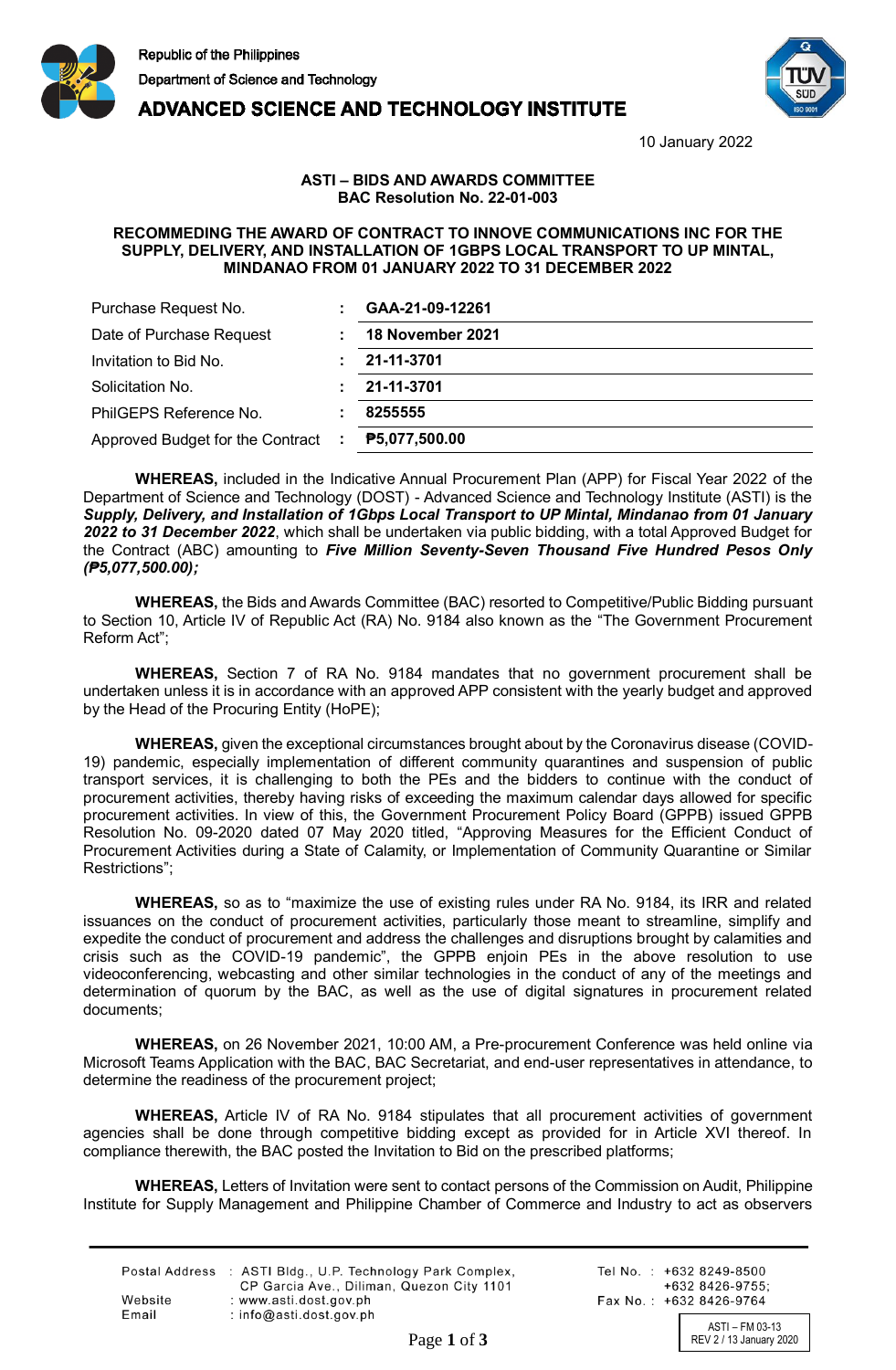Republic of the Philippines
Department of Science and Technology
**ADVANCED SCIENCE AND TECHNOLOGY INSTITUTE**

10 January 2022

**ASTI – BIDS AND AWARDS COMMITTEE**
**BAC Resolution No. 22-01-003**

**RECOMMEDING THE AWARD OF CONTRACT TO INNOVE COMMUNICATIONS INC FOR THE SUPPLY, DELIVERY, AND INSTALLATION OF 1GBPS LOCAL TRANSPORT TO UP MINTAL, MINDANAO FROM 01 JANUARY 2022 TO 31 DECEMBER 2022**

| | | |
|---|---|---|
| Purchase Request No. | : | **GAA-21-09-12261** |
| Date of Purchase Request | : | **18 November 2021** |
| Invitation to Bid No. | : | **21-11-3701** |
| Solicitation No. | : | **21-11-3701** |
| PhilGEPS Reference No. | : | **8255555** |
| Approved Budget for the Contract | : | **₱5,077,500.00** |

**WHEREAS,** included in the Indicative Annual Procurement Plan (APP) for Fiscal Year 2022 of the Department of Science and Technology (DOST) - Advanced Science and Technology Institute (ASTI) is the ***Supply, Delivery, and Installation of 1Gbps Local Transport to UP Mintal, Mindanao from 01 January 2022 to 31 December 2022***, which shall be undertaken via public bidding, with a total Approved Budget for the Contract (ABC) amounting to ***Five Million Seventy-Seven Thousand Five Hundred Pesos Only (₱5,077,500.00);***

**WHEREAS,** the Bids and Awards Committee (BAC) resorted to Competitive/Public Bidding pursuant to Section 10, Article IV of Republic Act (RA) No. 9184 also known as the "The Government Procurement Reform Act";

**WHEREAS,** Section 7 of RA No. 9184 mandates that no government procurement shall be undertaken unless it is in accordance with an approved APP consistent with the yearly budget and approved by the Head of the Procuring Entity (HoPE);

**WHEREAS,** given the exceptional circumstances brought about by the Coronavirus disease (COVID-19) pandemic, especially implementation of different community quarantines and suspension of public transport services, it is challenging to both the PEs and the bidders to continue with the conduct of procurement activities, thereby having risks of exceeding the maximum calendar days allowed for specific procurement activities. In view of this, the Government Procurement Policy Board (GPPB) issued GPPB Resolution No. 09-2020 dated 07 May 2020 titled, "Approving Measures for the Efficient Conduct of Procurement Activities during a State of Calamity, or Implementation of Community Quarantine or Similar Restrictions";

**WHEREAS,** so as to "maximize the use of existing rules under RA No. 9184, its IRR and related issuances on the conduct of procurement activities, particularly those meant to streamline, simplify and expedite the conduct of procurement and address the challenges and disruptions brought by calamities and crisis such as the COVID-19 pandemic", the GPPB enjoin PEs in the above resolution to use videoconferencing, webcasting and other similar technologies in the conduct of any of the meetings and determination of quorum by the BAC, as well as the use of digital signatures in procurement related documents;

**WHEREAS,** on 26 November 2021, 10:00 AM, a Pre-procurement Conference was held online via Microsoft Teams Application with the BAC, BAC Secretariat, and end-user representatives in attendance, to determine the readiness of the procurement project;

**WHEREAS,** Article IV of RA No. 9184 stipulates that all procurement activities of government agencies shall be done through competitive bidding except as provided for in Article XVI thereof. In compliance therewith, the BAC posted the Invitation to Bid on the prescribed platforms;

**WHEREAS,** Letters of Invitation were sent to contact persons of the Commission on Audit, Philippine Institute for Supply Management and Philippine Chamber of Commerce and Industry to act as observers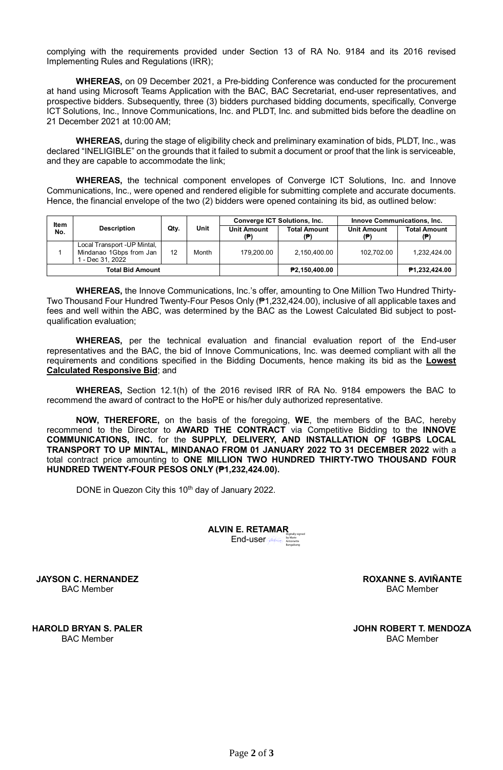complying with the requirements provided under Section 13 of RA No. 9184 and its 2016 revised Implementing Rules and Regulations (IRR);

**WHEREAS,** on 09 December 2021, a Pre-bidding Conference was conducted for the procurement at hand using Microsoft Teams Application with the BAC, BAC Secretariat, end-user representatives, and prospective bidders. Subsequently, three (3) bidders purchased bidding documents, specifically, Converge ICT Solutions, Inc., Innove Communications, Inc. and PLDT, Inc. and submitted bids before the deadline on 21 December 2021 at 10:00 AM;

**WHEREAS,** during the stage of eligibility check and preliminary examination of bids, PLDT, Inc., was declared "INELIGIBLE" on the grounds that it failed to submit a document or proof that the link is serviceable, and they are capable to accommodate the link;

**WHEREAS,** the technical component envelopes of Converge ICT Solutions, Inc. and Innove Communications, Inc., were opened and rendered eligible for submitting complete and accurate documents. Hence, the financial envelope of the two (2) bidders were opened containing its bid, as outlined below:

| Item No. | Description | Qty. | Unit | Converge ICT Solutions, Inc. | | Innove Communications, Inc. | |
|---|---|---|---|---|---|---|---|
| | | | | Unit Amount (₱) | Total Amount (₱) | Unit Amount (₱) | Total Amount (₱) |
| 1 | Local Transport -UP Mintal, Mindanao 1Gbps from Jan 1 - Dec 31, 2022 | 12 | Month | 179,200.00 | 2,150,400.00 | 102,702.00 | 1,232,424.00 |
| **Total Bid Amount** | | | | | **₱2,150,400.00** | | **₱1,232,424.00** |

**WHEREAS,** the Innove Communications, Inc.'s offer, amounting to One Million Two Hundred Thirty-Two Thousand Four Hundred Twenty-Four Pesos Only (₱1,232,424.00), inclusive of all applicable taxes and fees and well within the ABC, was determined by the BAC as the Lowest Calculated Bid subject to post-qualification evaluation;

**WHEREAS,** per the technical evaluation and financial evaluation report of the End-user representatives and the BAC, the bid of Innove Communications, Inc. was deemed compliant with all the requirements and conditions specified in the Bidding Documents, hence making its bid as the **Lowest Calculated Responsive Bid**; and

**WHEREAS,** Section 12.1(h) of the 2016 revised IRR of RA No. 9184 empowers the BAC to recommend the award of contract to the HoPE or his/her duly authorized representative.

**NOW, THEREFORE,** on the basis of the foregoing, **WE**, the members of the BAC, hereby recommend to the Director to **AWARD THE CONTRACT** via Competitive Bidding to the **INNOVE COMMUNICATIONS, INC.** for the **SUPPLY, DELIVERY, AND INSTALLATION OF 1GBPS LOCAL TRANSPORT TO UP MINTAL, MINDANAO FROM 01 JANUARY 2022 TO 31 DECEMBER 2022** with a total contract price amounting to **ONE MILLION TWO HUNDRED THIRTY-TWO THOUSAND FOUR HUNDRED TWENTY-FOUR PESOS ONLY (₱1,232,424.00).**

DONE in Quezon City this 10th day of January 2022.

**ALVIN E. RETAMAR**
End-user

Digitally signed by Marie Antoinette Bangabang

**JAYSON C. HERNANDEZ**
BAC Member

**ROXANNE S. AVIÑANTE**
BAC Member

**HAROLD BRYAN S. PALER**
BAC Member

**JOHN ROBERT T. MENDOZA**
BAC Member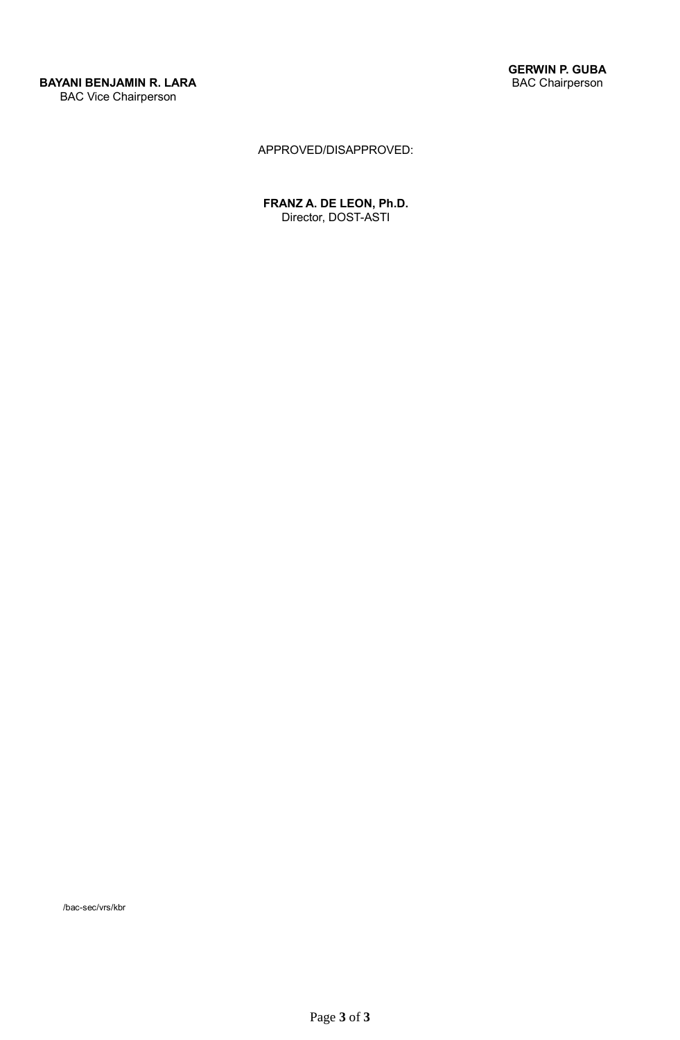**GERWIN P. GUBA**
BAC Chairperson

**BAYANI BENJAMIN R. LARA**
BAC Vice Chairperson

APPROVED/DISAPPROVED:

**FRANZ A. DE LEON, Ph.D.**
Director, DOST-ASTI

/bac-sec/vrs/kbr